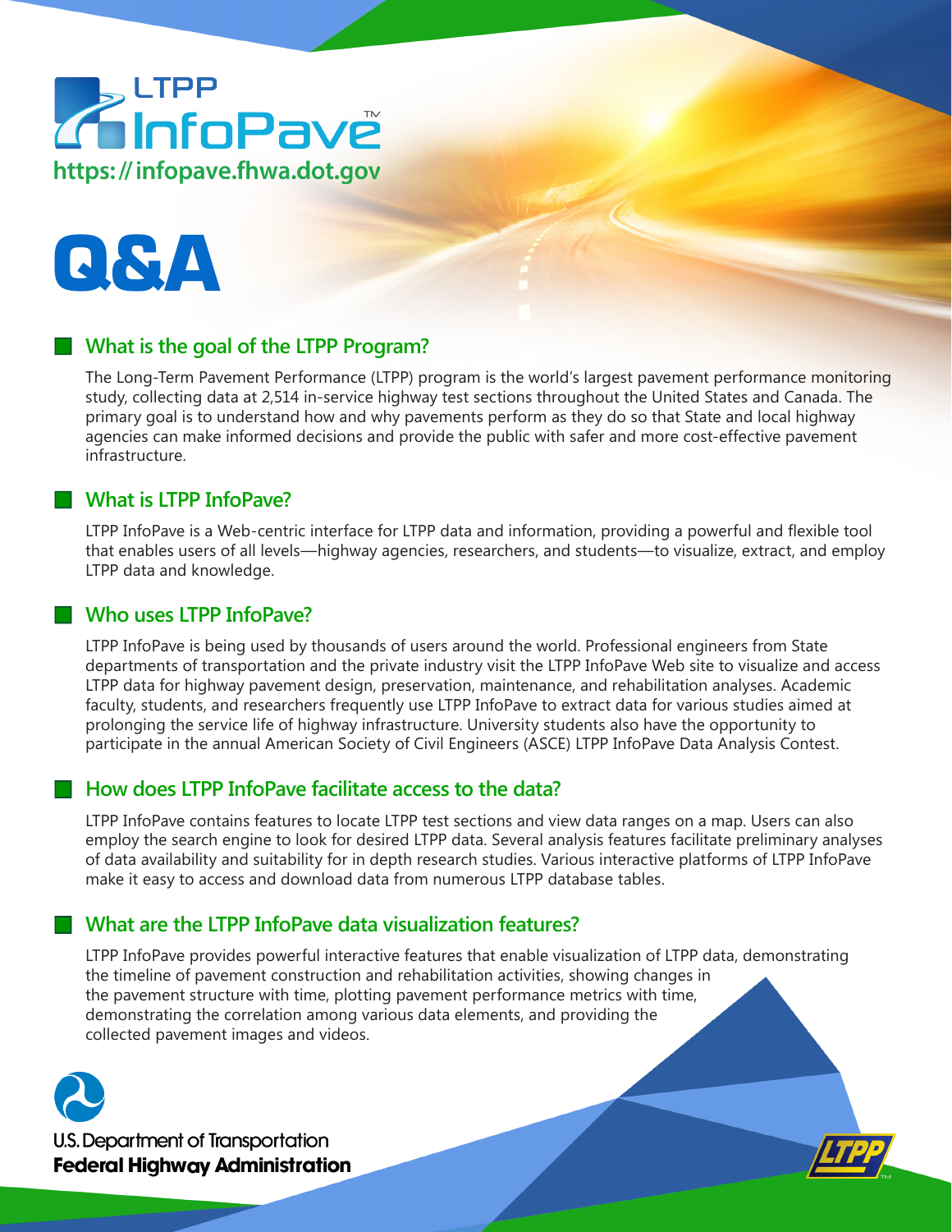LTPP InfoPave™

https://infopave.fhwa.dot.gov

# Q&A

## What is the goal of the LTPP Program?

The Long-Term Pavement Performance (LTPP) program is the world's largest pavement performance monitoring study, collecting data at 2,514 in-service highway test sections throughout the United States and Canada. The primary goal is to understand how and why pavements perform as they do so that State and local highway agencies can make informed decisions and provide the public with safer and more cost-effective pavement infrastructure.

## What is LTPP InfoPave?

LTPP InfoPave is a Web-centric interface for LTPP data and information, providing a powerful and flexible tool that enables users of all levels—highway agencies, researchers, and students—to visualize, extract, and employ LTPP data and knowledge.

## Who uses LTPP InfoPave?

LTPP InfoPave is being used by thousands of users around the world. Professional engineers from State departments of transportation and the private industry visit the LTPP InfoPave Web site to visualize and access LTPP data for highway pavement design, preservation, maintenance, and rehabilitation analyses. Academic faculty, students, and researchers frequently use LTPP InfoPave to extract data for various studies aimed at prolonging the service life of highway infrastructure. University students also have the opportunity to participate in the annual American Society of Civil Engineers (ASCE) LTPP InfoPave Data Analysis Contest.

## How does LTPP InfoPave facilitate access to the data?

LTPP InfoPave contains features to locate LTPP test sections and view data ranges on a map. Users can also employ the search engine to look for desired LTPP data. Several analysis features facilitate preliminary analyses of data availability and suitability for in depth research studies. Various interactive platforms of LTPP InfoPave make it easy to access and download data from numerous LTPP database tables.

## What are the LTPP InfoPave data visualization features?

LTPP InfoPave provides powerful interactive features that enable visualization of LTPP data, demonstrating the timeline of pavement construction and rehabilitation activities, showing changes in the pavement structure with time, plotting pavement performance metrics with time, demonstrating the correlation among various data elements, and providing the collected pavement images and videos.

U.S. Department of Transportation
**Federal Highway Administration**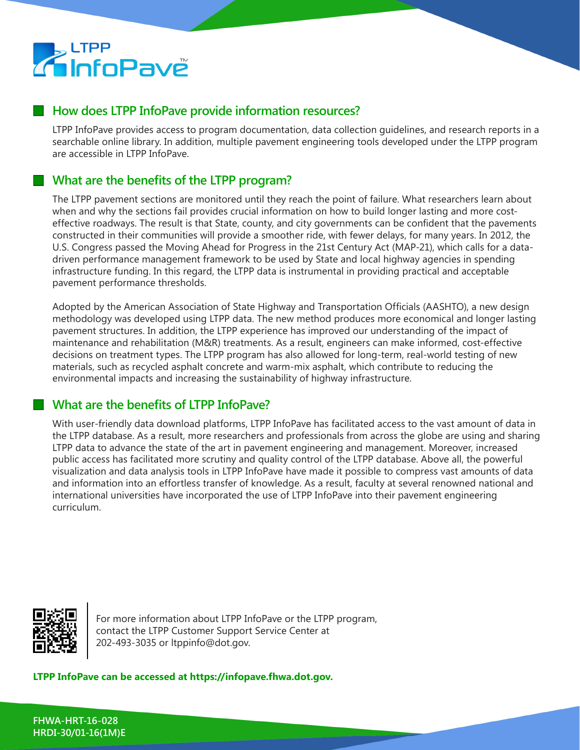LTPP InfoPave™

## How does LTPP InfoPave provide information resources?

LTPP InfoPave provides access to program documentation, data collection guidelines, and research reports in a searchable online library. In addition, multiple pavement engineering tools developed under the LTPP program are accessible in LTPP InfoPave.

## What are the benefits of the LTPP program?

The LTPP pavement sections are monitored until they reach the point of failure. What researchers learn about when and why the sections fail provides crucial information on how to build longer lasting and more cost-effective roadways. The result is that State, county, and city governments can be confident that the pavements constructed in their communities will provide a smoother ride, with fewer delays, for many years. In 2012, the U.S. Congress passed the Moving Ahead for Progress in the 21st Century Act (MAP-21), which calls for a data-driven performance management framework to be used by State and local highway agencies in spending infrastructure funding. In this regard, the LTPP data is instrumental in providing practical and acceptable pavement performance thresholds.

Adopted by the American Association of State Highway and Transportation Officials (AASHTO), a new design methodology was developed using LTPP data. The new method produces more economical and longer lasting pavement structures. In addition, the LTPP experience has improved our understanding of the impact of maintenance and rehabilitation (M&R) treatments. As a result, engineers can make informed, cost-effective decisions on treatment types. The LTPP program has also allowed for long-term, real-world testing of new materials, such as recycled asphalt concrete and warm-mix asphalt, which contribute to reducing the environmental impacts and increasing the sustainability of highway infrastructure.

## What are the benefits of LTPP InfoPave?

With user-friendly data download platforms, LTPP InfoPave has facilitated access to the vast amount of data in the LTPP database. As a result, more researchers and professionals from across the globe are using and sharing LTPP data to advance the state of the art in pavement engineering and management. Moreover, increased public access has facilitated more scrutiny and quality control of the LTPP database. Above all, the powerful visualization and data analysis tools in LTPP InfoPave have made it possible to compress vast amounts of data and information into an effortless transfer of knowledge. As a result, faculty at several renowned national and international universities have incorporated the use of LTPP InfoPave into their pavement engineering curriculum.

For more information about LTPP InfoPave or the LTPP program, contact the LTPP Customer Support Service Center at 202-493-3035 or ltppinfo@dot.gov.

**LTPP InfoPave can be accessed at https://infopave.fhwa.dot.gov.**

**FHWA-HRT-16-028**
**HRDI-30/01-16(1M)E**